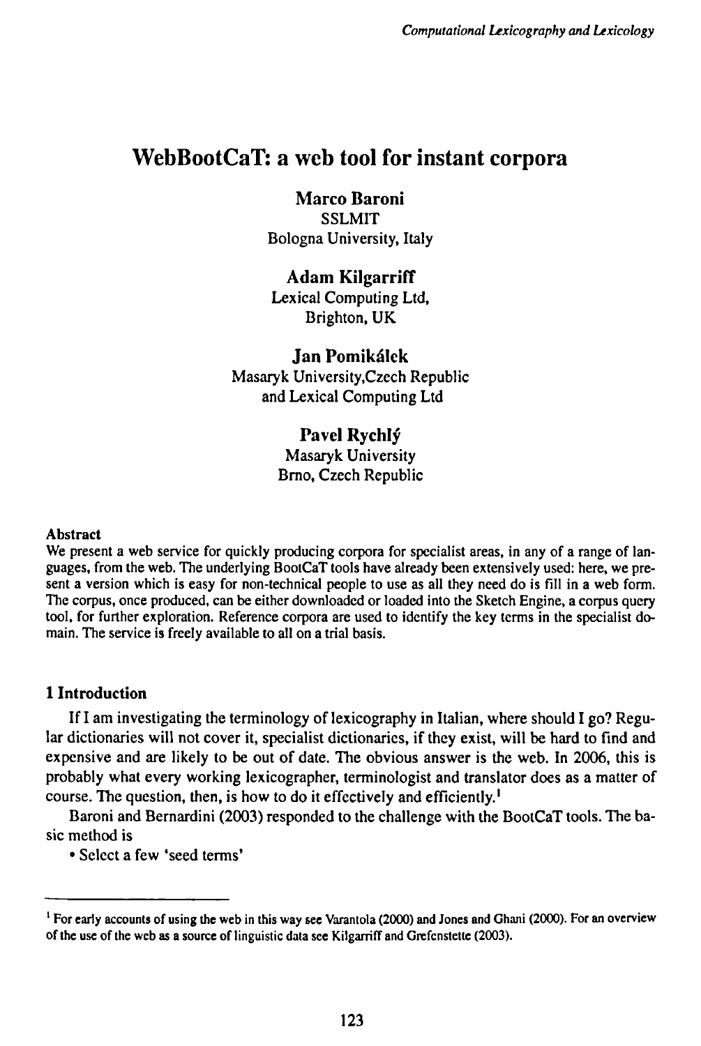# WebBootCaT: a web tool for instant corpora

**Marco Baroni**
SSLMIT
Bologna University, Italy

**Adam Kilgarriff**
Lexical Computing Ltd,
Brighton, UK

**Jan Pomikálek**
Masaryk University,Czech Republic
and Lexical Computing Ltd

**Pavel Rychlý**
Masaryk University
Brno, Czech Republic

**Abstract**

We present a web service for quickly producing corpora for specialist areas, in any of a range of languages, from the web. The underlying BootCaT tools have already been extensively used: here, we present a version which is easy for non-technical people to use as all they need do is fill in a web form. The corpus, once produced, can be either downloaded or loaded into the Sketch Engine, a corpus query tool, for further exploration. Reference corpora are used to identify the key terms in the specialist domain. The service is freely available to all on a trial basis.

## 1 Introduction

If I am investigating the terminology of lexicography in Italian, where should I go? Regular dictionaries will not cover it, specialist dictionaries, if they exist, will be hard to find and expensive and are likely to be out of date. The obvious answer is the web. In 2006, this is probably what every working lexicographer, terminologist and translator does as a matter of course. The question, then, is how to do it effectively and efficiently.[1]

Baroni and Bernardini (2003) responded to the challenge with the BootCaT tools. The basic method is

- Select a few 'seed terms'

[1] For early accounts of using the web in this way see Varantola (2000) and Jones and Ghani (2000). For an overview of the use of the web as a source of linguistic data see Kilgarriff and Grefenstette (2003).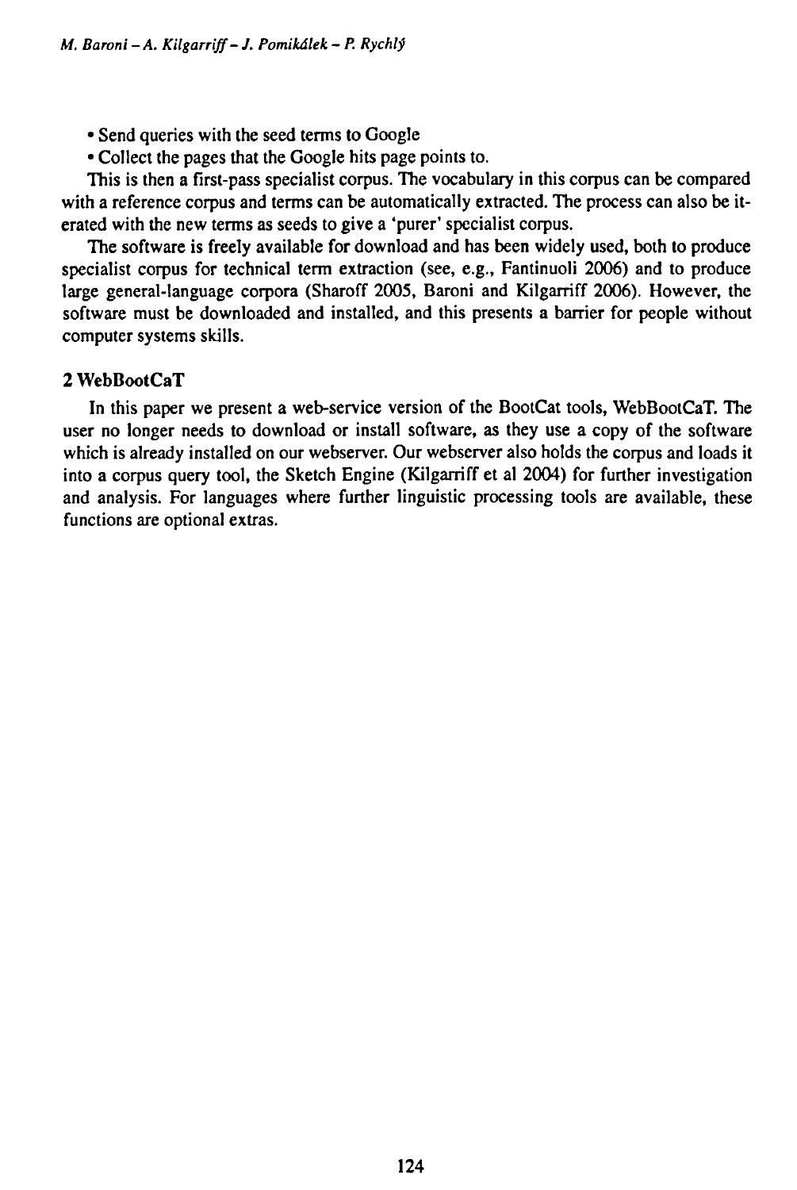- Send queries with the seed terms to Google
- Collect the pages that the Google hits page points to.

This is then a first-pass specialist corpus. The vocabulary in this corpus can be compared with a reference corpus and terms can be automatically extracted. The process can also be iterated with the new terms as seeds to give a 'purer' specialist corpus.

The software is freely available for download and has been widely used, both to produce specialist corpus for technical term extraction (see, e.g., Fantinuoli 2006) and to produce large general-language corpora (Sharoff 2005, Baroni and Kilgarriff 2006). However, the software must be downloaded and installed, and this presents a barrier for people without computer systems skills.

## 2 WebBootCaT

In this paper we present a web-service version of the BootCat tools, WebBootCaT. The user no longer needs to download or install software, as they use a copy of the software which is already installed on our webserver. Our webserver also holds the corpus and loads it into a corpus query tool, the Sketch Engine (Kilgarriff et al 2004) for further investigation and analysis. For languages where further linguistic processing tools are available, these functions are optional extras.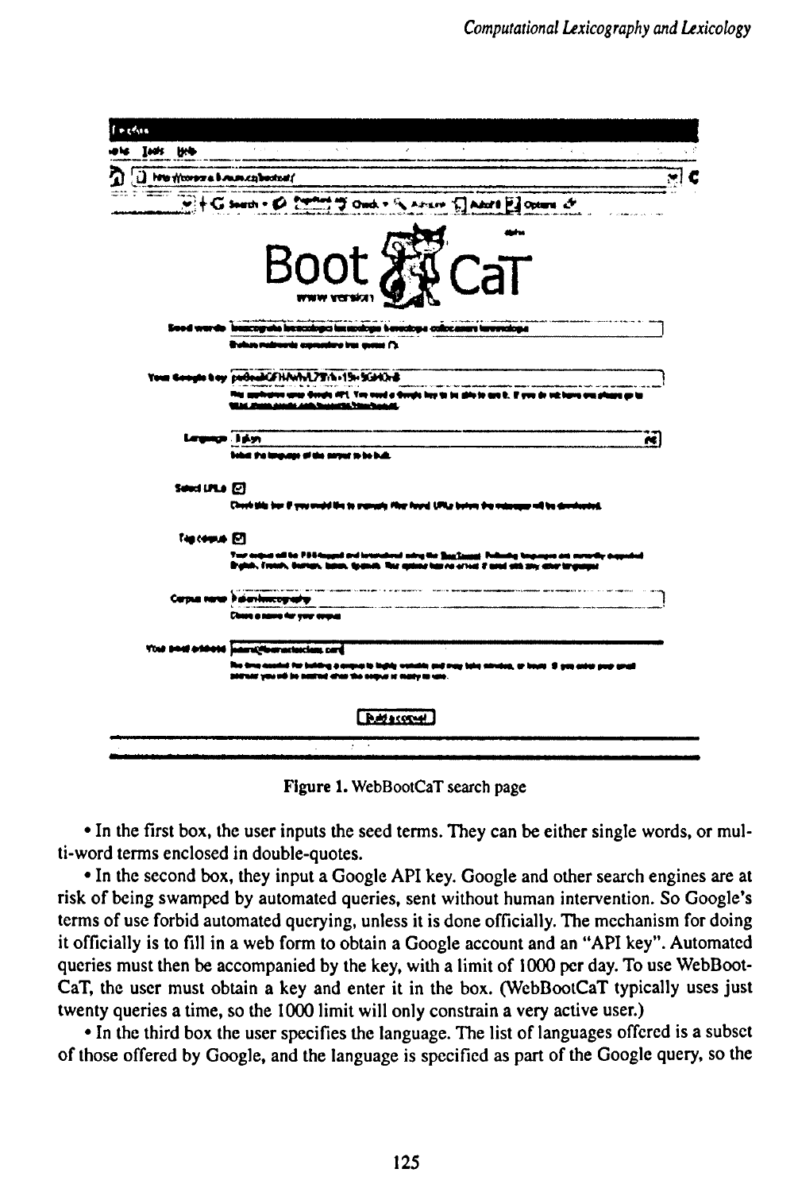Figure 1. WebBootCaT search page

- In the first box, the user inputs the seed terms. They can be either single words, or multi-word terms enclosed in double-quotes.
- In the second box, they input a Google API key. Google and other search engines are at risk of being swamped by automated queries, sent without human intervention. So Google's terms of use forbid automated querying, unless it is done officially. The mechanism for doing it officially is to fill in a web form to obtain a Google account and an "API key". Automated queries must then be accompanied by the key, with a limit of 1000 per day. To use WebBootCaT, the user must obtain a key and enter it in the box. (WebBootCaT typically uses just twenty queries a time, so the 1000 limit will only constrain a very active user.)
- In the third box the user specifies the language. The list of languages offered is a subset of those offered by Google, and the language is specified as part of the Google query, so the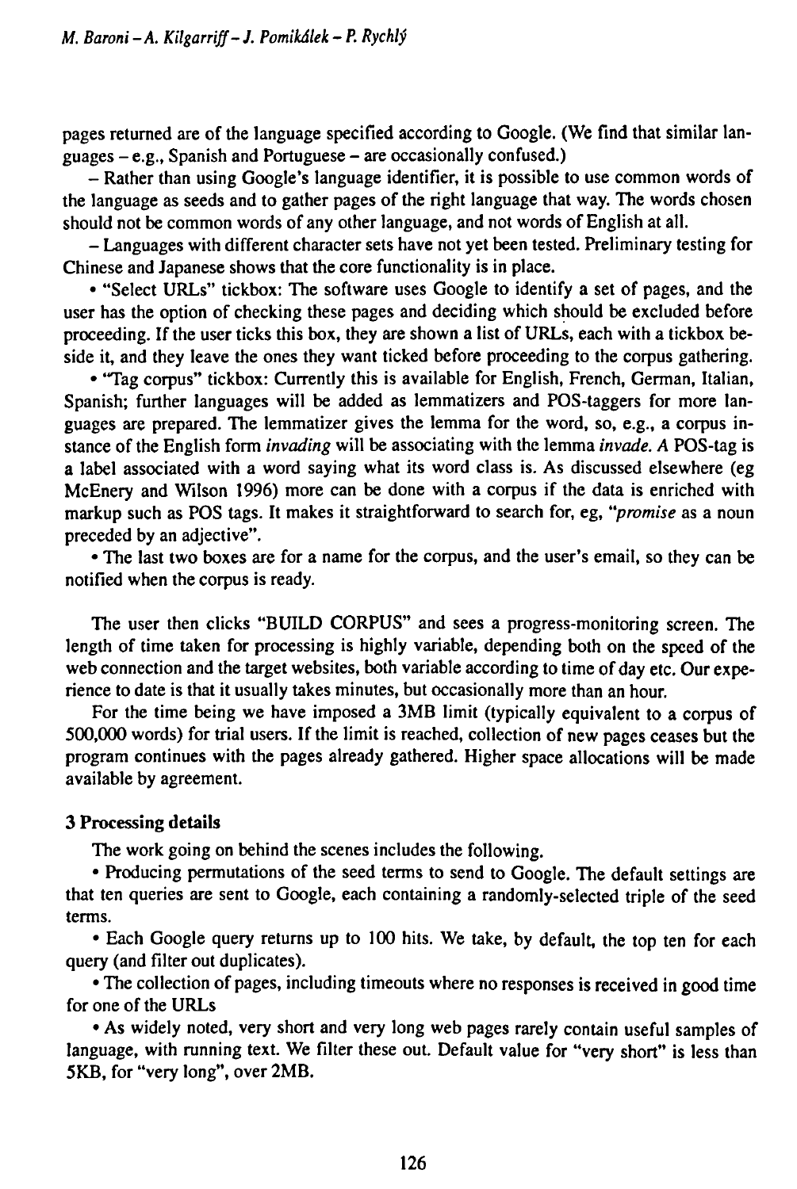pages returned are of the language specified according to Google. (We find that similar languages – e.g., Spanish and Portuguese – are occasionally confused.)

– Rather than using Google's language identifier, it is possible to use common words of the language as seeds and to gather pages of the right language that way. The words chosen should not be common words of any other language, and not words of English at all.

– Languages with different character sets have not yet been tested. Preliminary testing for Chinese and Japanese shows that the core functionality is in place.

• "Select URLs" tickbox: The software uses Google to identify a set of pages, and the user has the option of checking these pages and deciding which should be excluded before proceeding. If the user ticks this box, they are shown a list of URLs, each with a tickbox beside it, and they leave the ones they want ticked before proceeding to the corpus gathering.

• "Tag corpus" tickbox: Currently this is available for English, French, German, Italian, Spanish; further languages will be added as lemmatizers and POS-taggers for more languages are prepared. The lemmatizer gives the lemma for the word, so, e.g., a corpus instance of the English form *invading* will be associating with the lemma *invade*. A POS-tag is a label associated with a word saying what its word class is. As discussed elsewhere (eg McEnery and Wilson 1996) more can be done with a corpus if the data is enriched with markup such as POS tags. It makes it straightforward to search for, eg, "*promise* as a noun preceded by an adjective".

• The last two boxes are for a name for the corpus, and the user's email, so they can be notified when the corpus is ready.

The user then clicks "BUILD CORPUS" and sees a progress-monitoring screen. The length of time taken for processing is highly variable, depending both on the speed of the web connection and the target websites, both variable according to time of day etc. Our experience to date is that it usually takes minutes, but occasionally more than an hour.

For the time being we have imposed a 3MB limit (typically equivalent to a corpus of 500,000 words) for trial users. If the limit is reached, collection of new pages ceases but the program continues with the pages already gathered. Higher space allocations will be made available by agreement.

### 3 Processing details

The work going on behind the scenes includes the following.

• Producing permutations of the seed terms to send to Google. The default settings are that ten queries are sent to Google, each containing a randomly-selected triple of the seed terms.

• Each Google query returns up to 100 hits. We take, by default, the top ten for each query (and filter out duplicates).

• The collection of pages, including timeouts where no responses is received in good time for one of the URLs

• As widely noted, very short and very long web pages rarely contain useful samples of language, with running text. We filter these out. Default value for "very short" is less than 5KB, for "very long", over 2MB.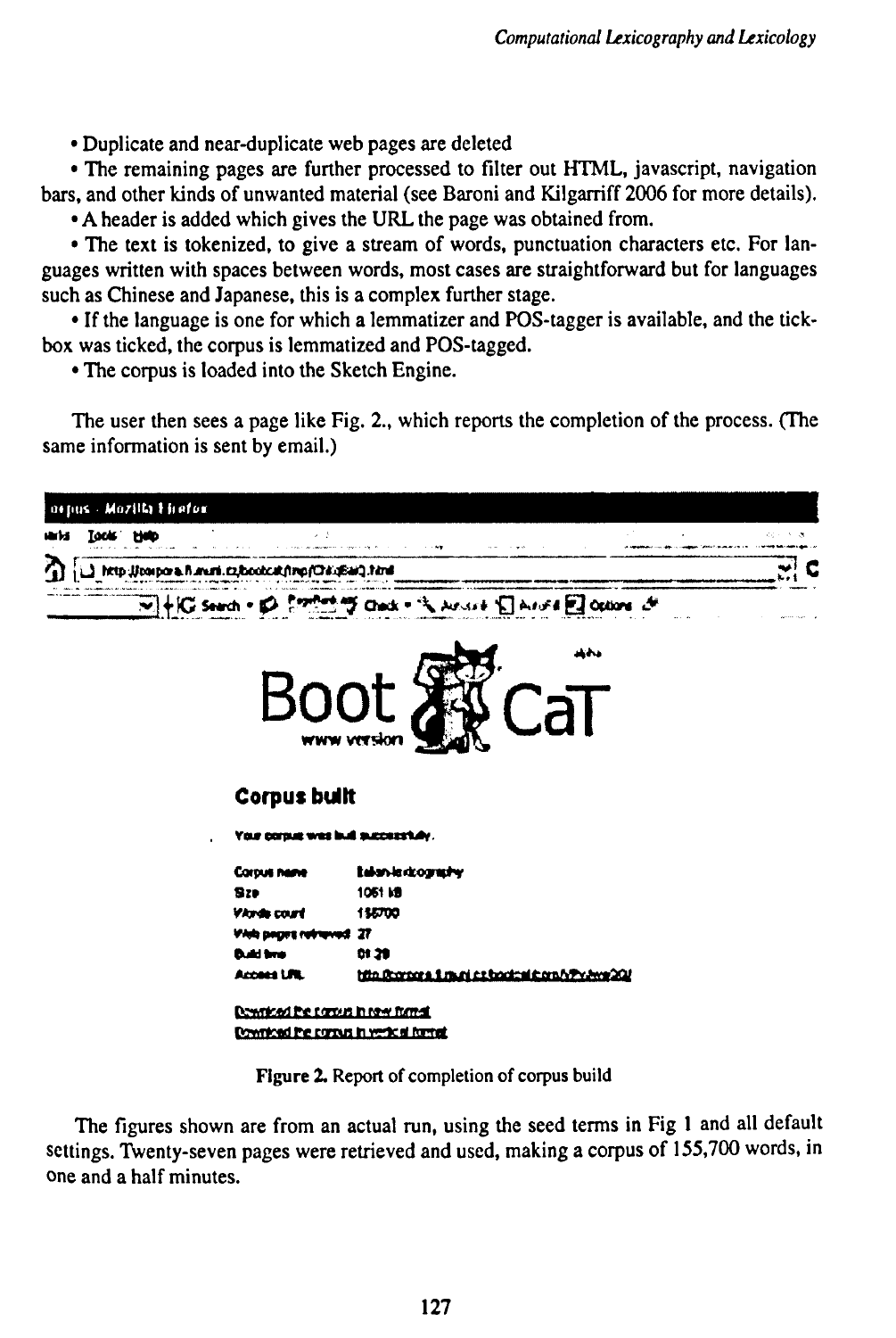- Duplicate and near-duplicate web pages are deleted
- The remaining pages are further processed to filter out HTML, javascript, navigation bars, and other kinds of unwanted material (see Baroni and Kilgarriff 2006 for more details).
- A header is added which gives the URL the page was obtained from.
- The text is tokenized, to give a stream of words, punctuation characters etc. For languages written with spaces between words, most cases are straightforward but for languages such as Chinese and Japanese, this is a complex further stage.
- If the language is one for which a lemmatizer and POS-tagger is available, and the tick-box was ticked, the corpus is lemmatized and POS-tagged.
- The corpus is loaded into the Sketch Engine.

The user then sees a page like Fig. 2., which reports the completion of the process. (The same information is sent by email.)

Figure 2. Report of completion of corpus build

The figures shown are from an actual run, using the seed terms in Fig 1 and all default settings. Twenty-seven pages were retrieved and used, making a corpus of 155,700 words, in one and a half minutes.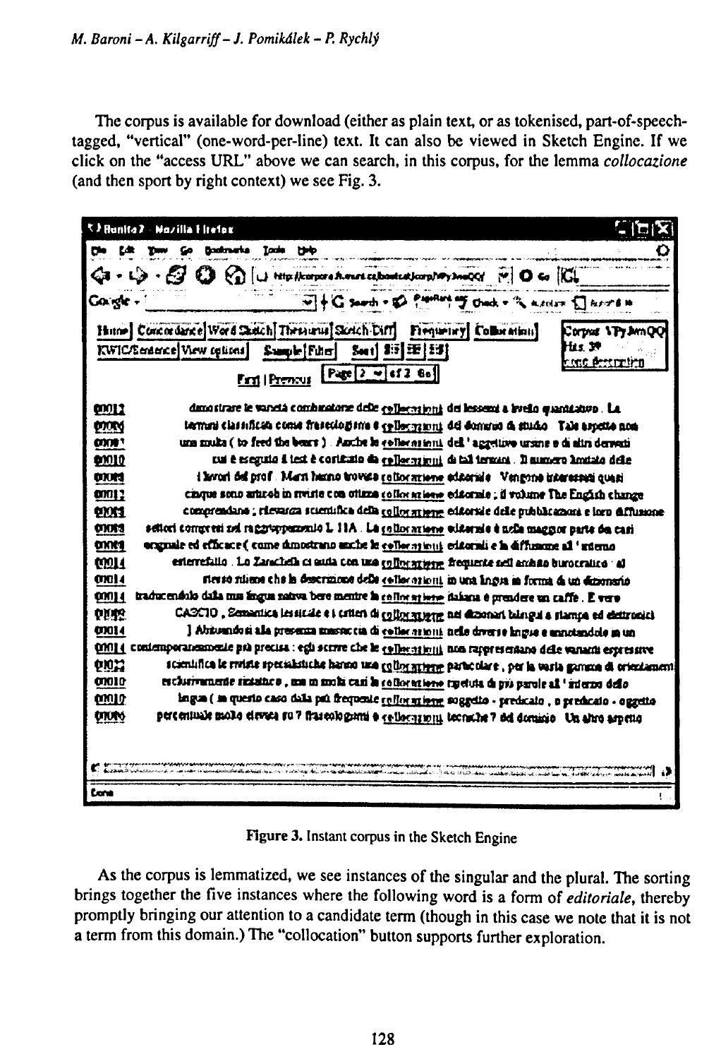The corpus is available for download (either as plain text, or as tokenised, part-of-speech-tagged, "vertical" (one-word-per-line) text. It can also be viewed in Sketch Engine. If we click on the "access URL" above we can search, in this corpus, for the lemma *collocazione* (and then sport by right context) we see Fig. 3.

Figure 3. Instant corpus in the Sketch Engine

As the corpus is lemmatized, we see instances of the singular and the plural. The sorting brings together the five instances where the following word is a form of *editoriale*, thereby promptly bringing our attention to a candidate term (though in this case we note that it is not a term from this domain.) The "collocation" button supports further exploration.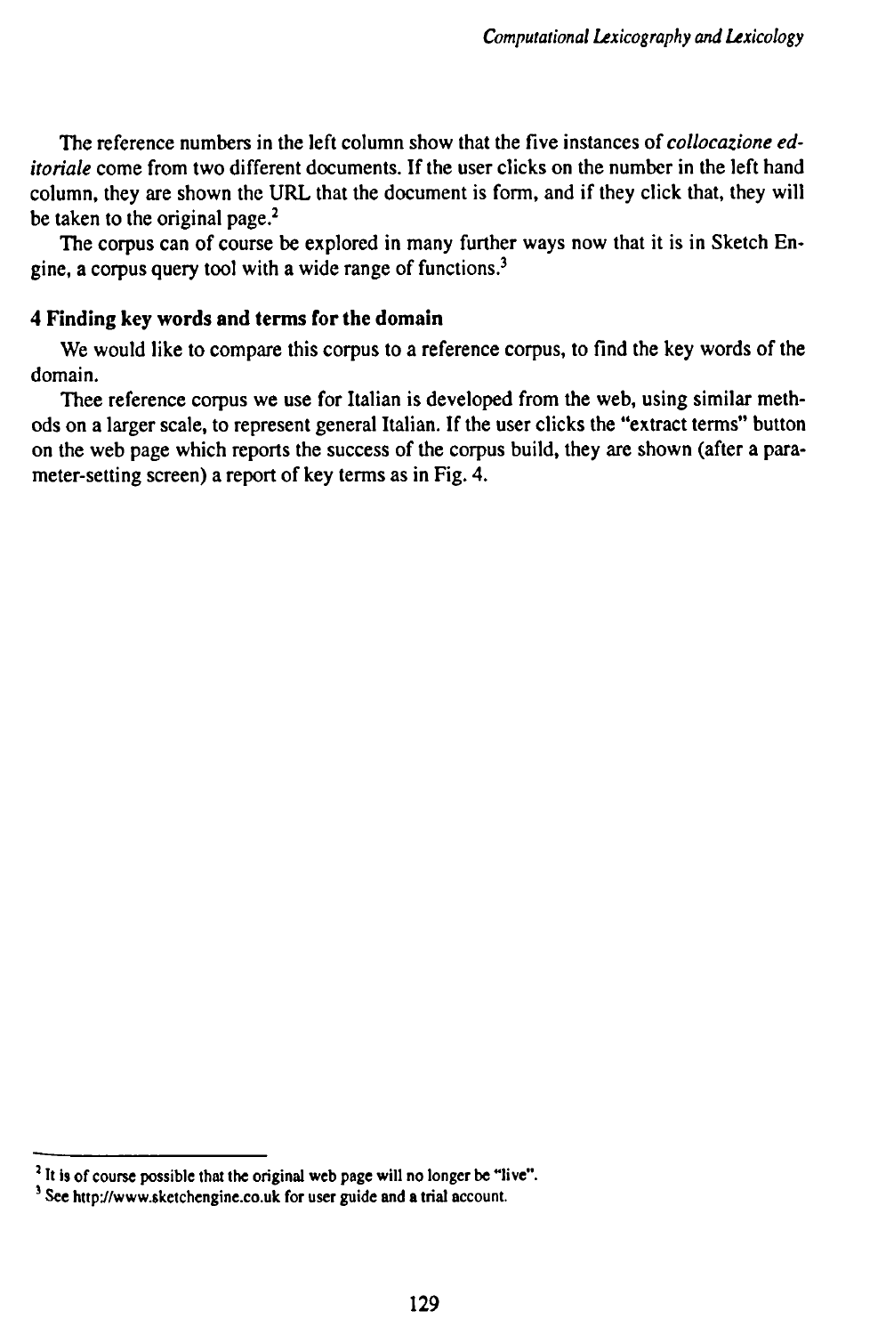The reference numbers in the left column show that the five instances of *collocazione editoriale* come from two different documents. If the user clicks on the number in the left hand column, they are shown the URL that the document is form, and if they click that, they will be taken to the original page.[2]

The corpus can of course be explored in many further ways now that it is in Sketch Engine, a corpus query tool with a wide range of functions.[3]

## 4 Finding key words and terms for the domain

We would like to compare this corpus to a reference corpus, to find the key words of the domain.

Thee reference corpus we use for Italian is developed from the web, using similar methods on a larger scale, to represent general Italian. If the user clicks the "extract terms" button on the web page which reports the success of the corpus build, they are shown (after a parameter-setting screen) a report of key terms as in Fig. 4.

---

[2] It is of course possible that the original web page will no longer be "live".

[3] See http://www.sketchengine.co.uk for user guide and a trial account.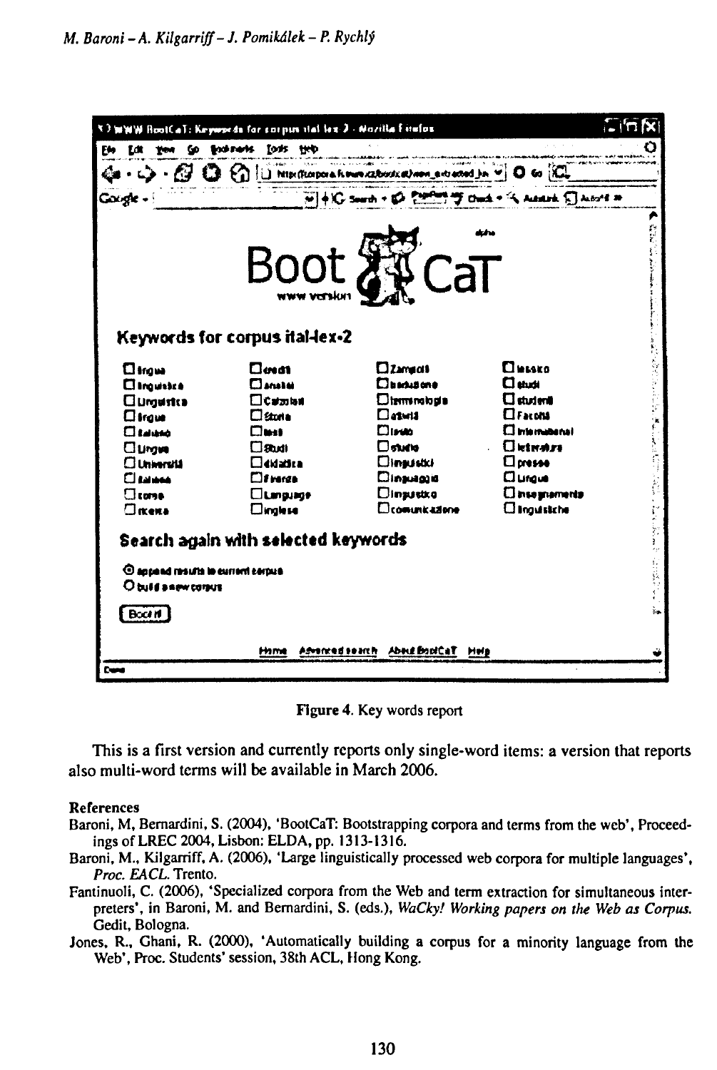Figure 4. Key words report

This is a first version and currently reports only single-word items: a version that reports also multi-word terms will be available in March 2006.

**References**

Baroni, M, Bernardini, S. (2004), 'BootCaT: Bootstrapping corpora and terms from the web', Proceedings of LREC 2004, Lisbon: ELDA, pp. 1313-1316.

Baroni, M., Kilgarriff, A. (2006), 'Large linguistically processed web corpora for multiple languages', *Proc. EACL*. Trento.

Fantinuoli, C. (2006), 'Specialized corpora from the Web and term extraction for simultaneous interpreters', in Baroni, M. and Bernardini, S. (eds.), *WaCky! Working papers on the Web as Corpus*. Gedit, Bologna.

Jones, R., Ghani, R. (2000), 'Automatically building a corpus for a minority language from the Web', Proc. Students' session, 38th ACL, Hong Kong.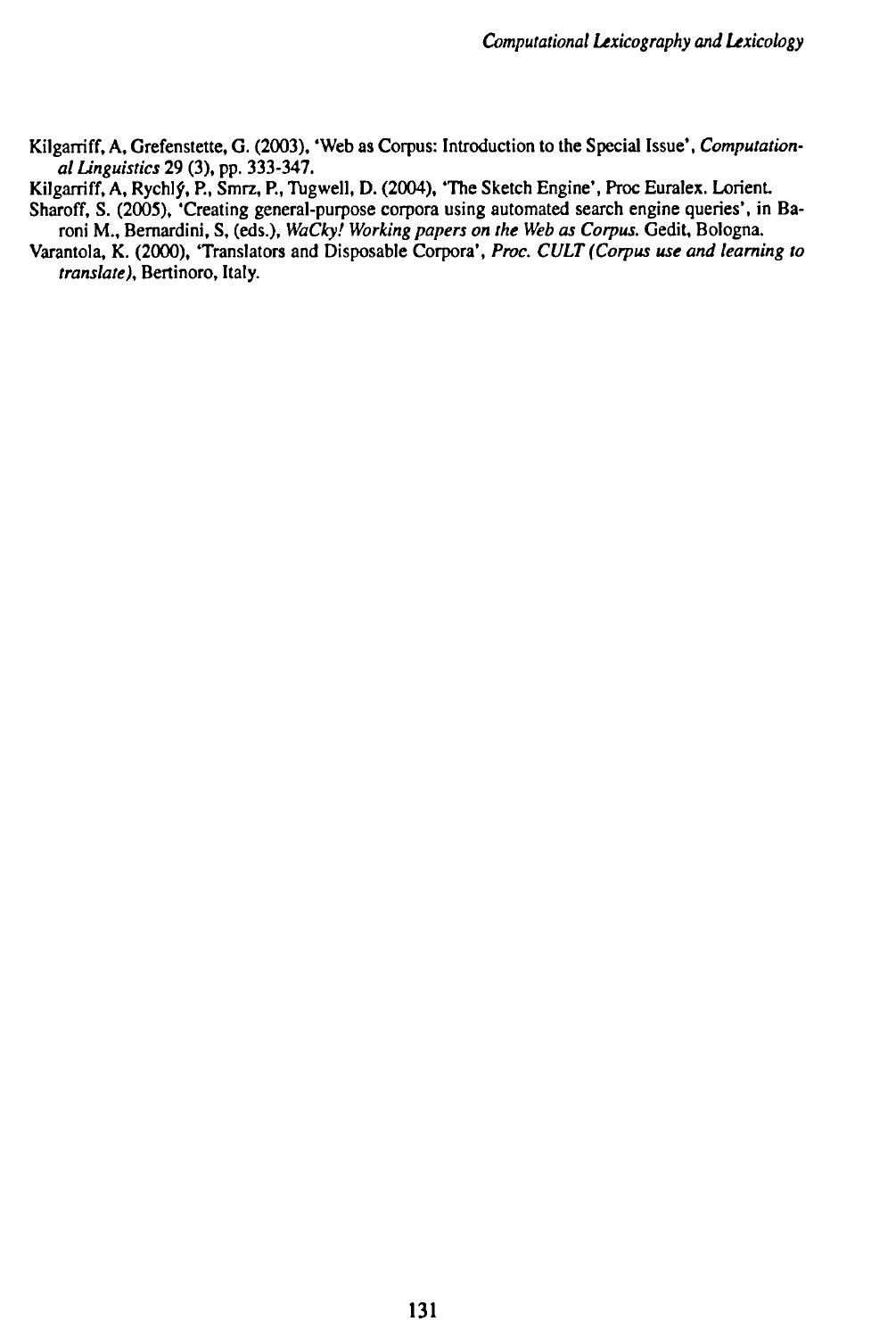Kilgarriff, A, Grefenstette, G. (2003), 'Web as Corpus: Introduction to the Special Issue', *Computational Linguistics* 29 (3), pp. 333-347.

Kilgarriff, A, Rychlý, P., Smrz, P., Tugwell, D. (2004), 'The Sketch Engine', Proc Euralex. Lorient.

Sharoff, S. (2005), 'Creating general-purpose corpora using automated search engine queries', in Baroni M., Bernardini, S, (eds.), *WaCky! Working papers on the Web as Corpus.* Gedit, Bologna.

Varantola, K. (2000), 'Translators and Disposable Corpora', *Proc. CULT (Corpus use and learning to translate)*, Bertinoro, Italy.